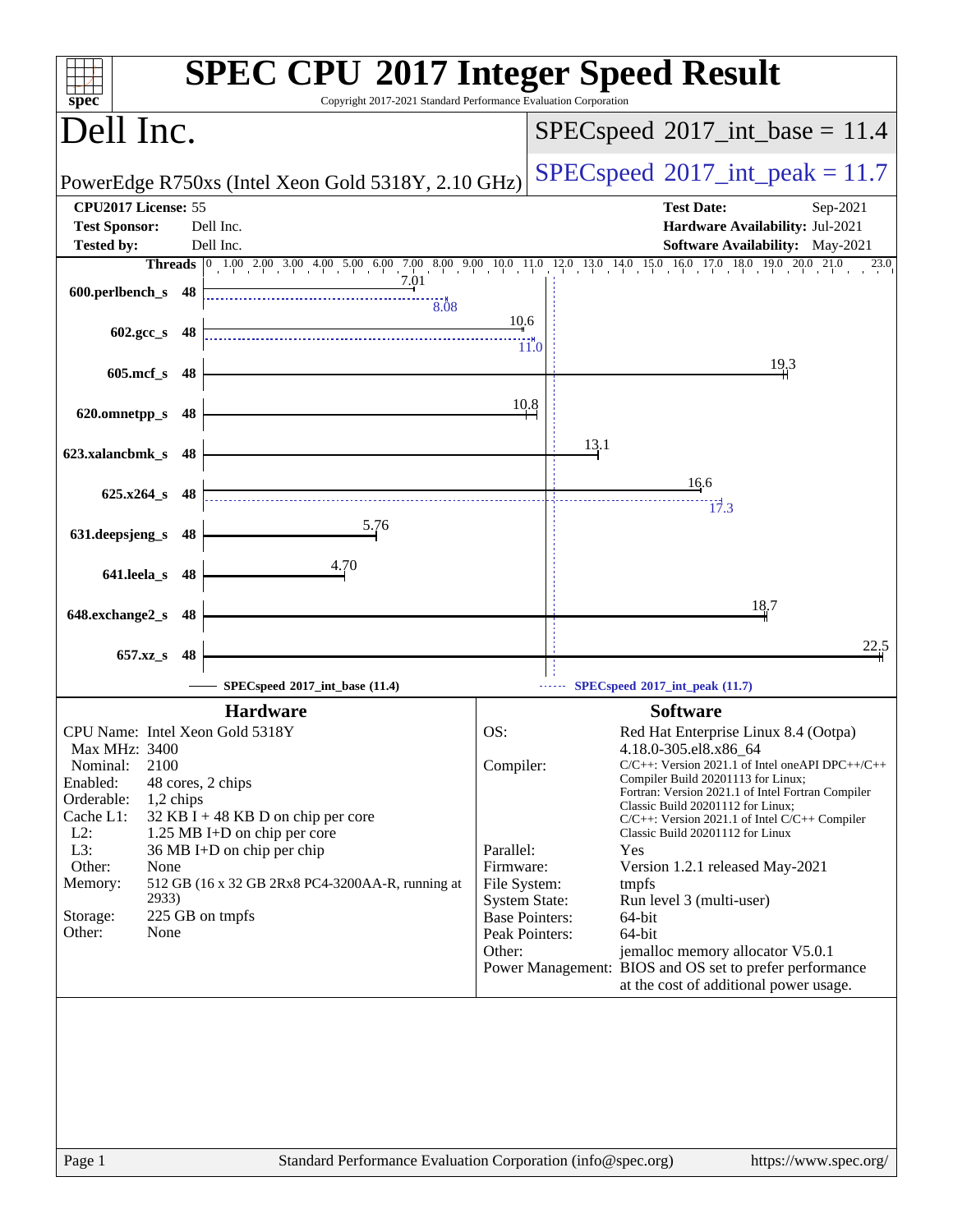# SPEC CPU 2017 Integer Speed Result

Copyright 2017-2021 Standard Performance Evaluation Corporation

## Dell Inc.

PowerEdge R750xs (Intel Xeon Gold 5318Y, 2.10 GHz)

SPECspeed 2017_int_base = 11.4

SPECspeed 2017_int_peak = 11.7

| | | | |
|---|---|---|---|
| **CPU2017 License:** | 55 | **Test Date:** | Sep-2021 |
| **Test Sponsor:** | Dell Inc. | **Hardware Availability:** | Jul-2021 |
| **Tested by:** | Dell Inc. | **Software Availability:** | May-2021 |

| Benchmark | Threads | Base | Peak |
|---|---|---|---|
| 600.perlbench_s | 48 | 7.01 | 8.08 |
| 602.gcc_s | 48 | 10.6 | 11.0 |
| 605.mcf_s | 48 | 19.3 | |
| 620.omnetpp_s | 48 | 10.8 | |
| 623.xalancbmk_s | 48 | 13.1 | |
| 625.x264_s | 48 | 16.6 | 17.3 |
| 631.deepsjeng_s | 48 | 5.76 | |
| 641.leela_s | 48 | 4.70 | |
| 648.exchange2_s | 48 | 18.7 | |
| 657.xz_s | 48 | 22.5 | |

SPECspeed 2017_int_base (11.4) — SPECspeed 2017_int_peak (11.7)

### Hardware

| | |
|---|---|
| CPU Name: | Intel Xeon Gold 5318Y |
| Max MHz: | 3400 |
| Nominal: | 2100 |
| Enabled: | 48 cores, 2 chips |
| Orderable: | 1,2 chips |
| Cache L1: | 32 KB I + 48 KB D on chip per core |
| L2: | 1.25 MB I+D on chip per core |
| L3: | 36 MB I+D on chip per chip |
| Other: | None |
| Memory: | 512 GB (16 x 32 GB 2Rx8 PC4-3200AA-R, running at 2933) |
| Storage: | 225 GB on tmpfs |
| Other: | None |

### Software

| | |
|---|---|
| OS: | Red Hat Enterprise Linux 8.4 (Ootpa) 4.18.0-305.el8.x86_64 |
| Compiler: | C/C++: Version 2021.1 of Intel oneAPI DPC++/C++ Compiler Build 20201113 for Linux; Fortran: Version 2021.1 of Intel Fortran Compiler Classic Build 20201112 for Linux; C/C++: Version 2021.1 of Intel C/C++ Compiler Classic Build 20201112 for Linux |
| Parallel: | Yes |
| Firmware: | Version 1.2.1 released May-2021 |
| File System: | tmpfs |
| System State: | Run level 3 (multi-user) |
| Base Pointers: | 64-bit |
| Peak Pointers: | 64-bit |
| Other: | jemalloc memory allocator V5.0.1 |
| Power Management: | BIOS and OS set to prefer performance at the cost of additional power usage. |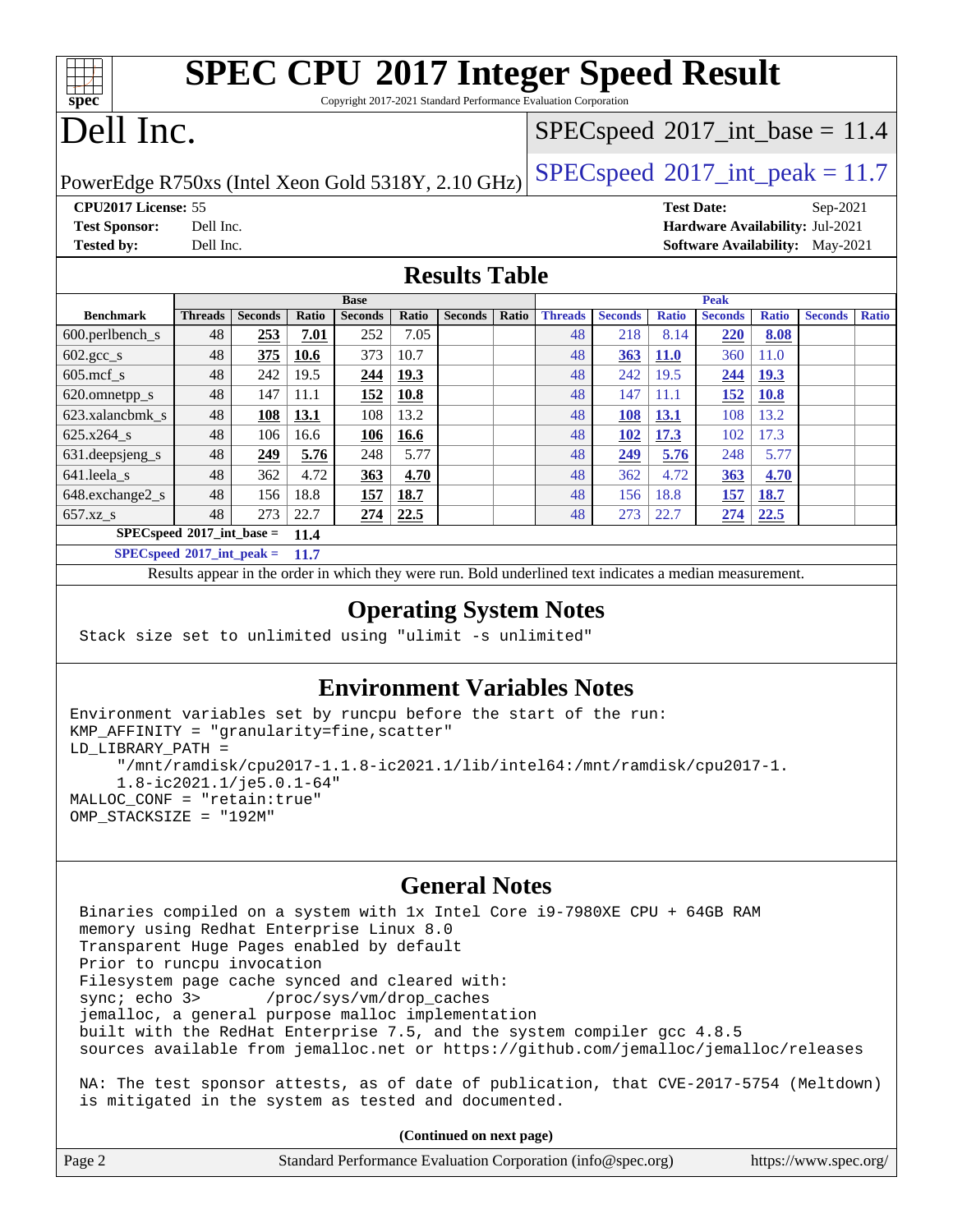# SPEC CPU 2017 Integer Speed Result

Copyright 2017-2021 Standard Performance Evaluation Corporation

# Dell Inc.

PowerEdge R750xs (Intel Xeon Gold 5318Y, 2.10 GHz)

SPECspeed 2017_int_base = 11.4

SPECspeed 2017_int_peak = 11.7

**CPU2017 License:** 55
**Test Sponsor:** Dell Inc.
**Tested by:** Dell Inc.

**Test Date:** Sep-2021
**Hardware Availability:** Jul-2021
**Software Availability:** May-2021

## Results Table

| | Base | | | | | | | Peak | | | | | | |
|---|---|---|---|---|---|---|---|---|---|---|---|---|---|---|
| **Benchmark** | **Threads** | **Seconds** | **Ratio** | **Seconds** | **Ratio** | **Seconds** | **Ratio** | **Threads** | **Seconds** | **Ratio** | **Seconds** | **Ratio** | **Seconds** | **Ratio** |
| 600.perlbench_s | 48 | **253** | **7.01** | 252 | 7.05 | | | 48 | 218 | 8.14 | **220** | **8.08** | | |
| 602.gcc_s | 48 | **375** | **10.6** | 373 | 10.7 | | | 48 | **363** | **11.0** | 360 | 11.0 | | |
| 605.mcf_s | 48 | 242 | 19.5 | **244** | **19.3** | | | 48 | 242 | 19.5 | **244** | **19.3** | | |
| 620.omnetpp_s | 48 | 147 | 11.1 | **152** | **10.8** | | | 48 | 147 | 11.1 | **152** | **10.8** | | |
| 623.xalancbmk_s | 48 | **108** | **13.1** | 108 | 13.2 | | | 48 | **108** | **13.1** | 108 | 13.2 | | |
| 625.x264_s | 48 | 106 | 16.6 | **106** | **16.6** | | | 48 | **102** | **17.3** | 102 | 17.3 | | |
| 631.deepsjeng_s | 48 | **249** | **5.76** | 248 | 5.77 | | | 48 | **249** | **5.76** | 248 | 5.77 | | |
| 641.leela_s | 48 | 362 | 4.72 | **363** | **4.70** | | | 48 | 362 | 4.72 | **363** | **4.70** | | |
| 648.exchange2_s | 48 | 156 | 18.8 | **157** | **18.7** | | | 48 | 156 | 18.8 | **157** | **18.7** | | |
| 657.xz_s | 48 | 273 | 22.7 | **274** | **22.5** | | | 48 | 273 | 22.7 | **274** | **22.5** | | |

**SPECspeed 2017_int_base = 11.4**

**SPECspeed 2017_int_peak = 11.7**

Results appear in the order in which they were run. Bold underlined text indicates a median measurement.

## Operating System Notes

```
Stack size set to unlimited using "ulimit -s unlimited"
```

## Environment Variables Notes

```
Environment variables set by runcpu before the start of the run:
KMP_AFFINITY = "granularity=fine,scatter"
LD_LIBRARY_PATH =
     "/mnt/ramdisk/cpu2017-1.1.8-ic2021.1/lib/intel64:/mnt/ramdisk/cpu2017-1.
     1.8-ic2021.1/je5.0.1-64"
MALLOC_CONF = "retain:true"
OMP_STACKSIZE = "192M"
```

## General Notes

```
Binaries compiled on a system with 1x Intel Core i9-7980XE CPU + 64GB RAM
memory using Redhat Enterprise Linux 8.0
Transparent Huge Pages enabled by default
Prior to runcpu invocation
Filesystem page cache synced and cleared with:
sync; echo 3>       /proc/sys/vm/drop_caches
jemalloc, a general purpose malloc implementation
built with the RedHat Enterprise 7.5, and the system compiler gcc 4.8.5
sources available from jemalloc.net or https://github.com/jemalloc/jemalloc/releases

NA: The test sponsor attests, as of date of publication, that CVE-2017-5754 (Meltdown)
is mitigated in the system as tested and documented.
```

**(Continued on next page)**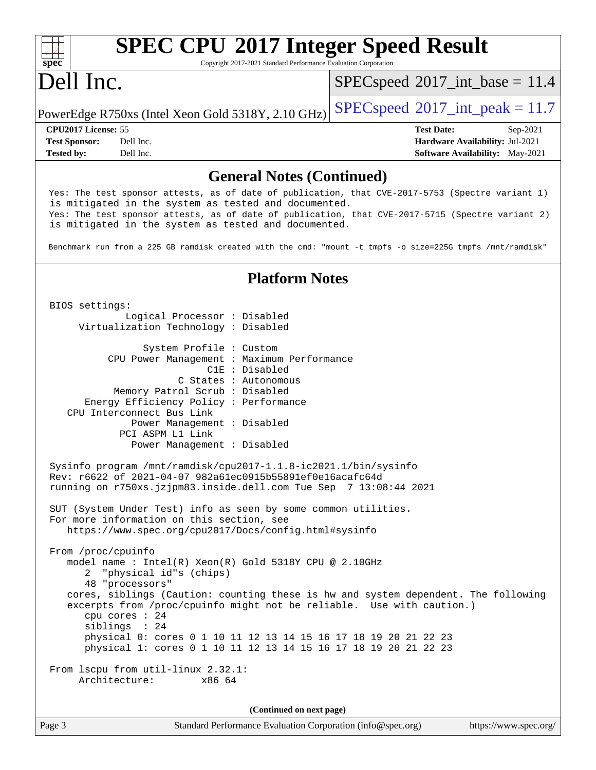## General Notes (Continued)

```
Yes: The test sponsor attests, as of date of publication, that CVE-2017-5753 (Spectre variant 1)
is mitigated in the system as tested and documented.
Yes: The test sponsor attests, as of date of publication, that CVE-2017-5715 (Spectre variant 2)
is mitigated in the system as tested and documented.

Benchmark run from a 225 GB ramdisk created with the cmd: "mount -t tmpfs -o size=225G tmpfs /mnt/ramdisk"
```

## Platform Notes

```
BIOS settings:
          Logical Processor : Disabled
     Virtualization Technology : Disabled

             System Profile : Custom
       CPU Power Management : Maximum Performance
                        C1E : Disabled
                   C States : Autonomous
        Memory Patrol Scrub : Disabled
    Energy Efficiency Policy : Performance
   CPU Interconnect Bus Link
           Power Management : Disabled
         PCI ASPM L1 Link
           Power Management : Disabled

Sysinfo program /mnt/ramdisk/cpu2017-1.1.8-ic2021.1/bin/sysinfo
Rev: r6622 of 2021-04-07 982a61ec0915b55891ef0e16acafc64d
running on r750xs.jzjpm83.inside.dell.com Tue Sep  7 13:08:44 2021

SUT (System Under Test) info as seen by some common utilities.
For more information on this section, see
   https://www.spec.org/cpu2017/Docs/config.html#sysinfo

From /proc/cpuinfo
   model name : Intel(R) Xeon(R) Gold 5318Y CPU @ 2.10GHz
      2  "physical id"s (chips)
      48 "processors"
   cores, siblings (Caution: counting these is hw and system dependent. The following
   excerpts from /proc/cpuinfo might not be reliable.  Use with caution.)
      cpu cores : 24
      siblings  : 24
      physical 0: cores 0 1 10 11 12 13 14 15 16 17 18 19 20 21 22 23
      physical 1: cores 0 1 10 11 12 13 14 15 16 17 18 19 20 21 22 23

From lscpu from util-linux 2.32.1:
     Architecture:        x86_64
```

(Continued on next page)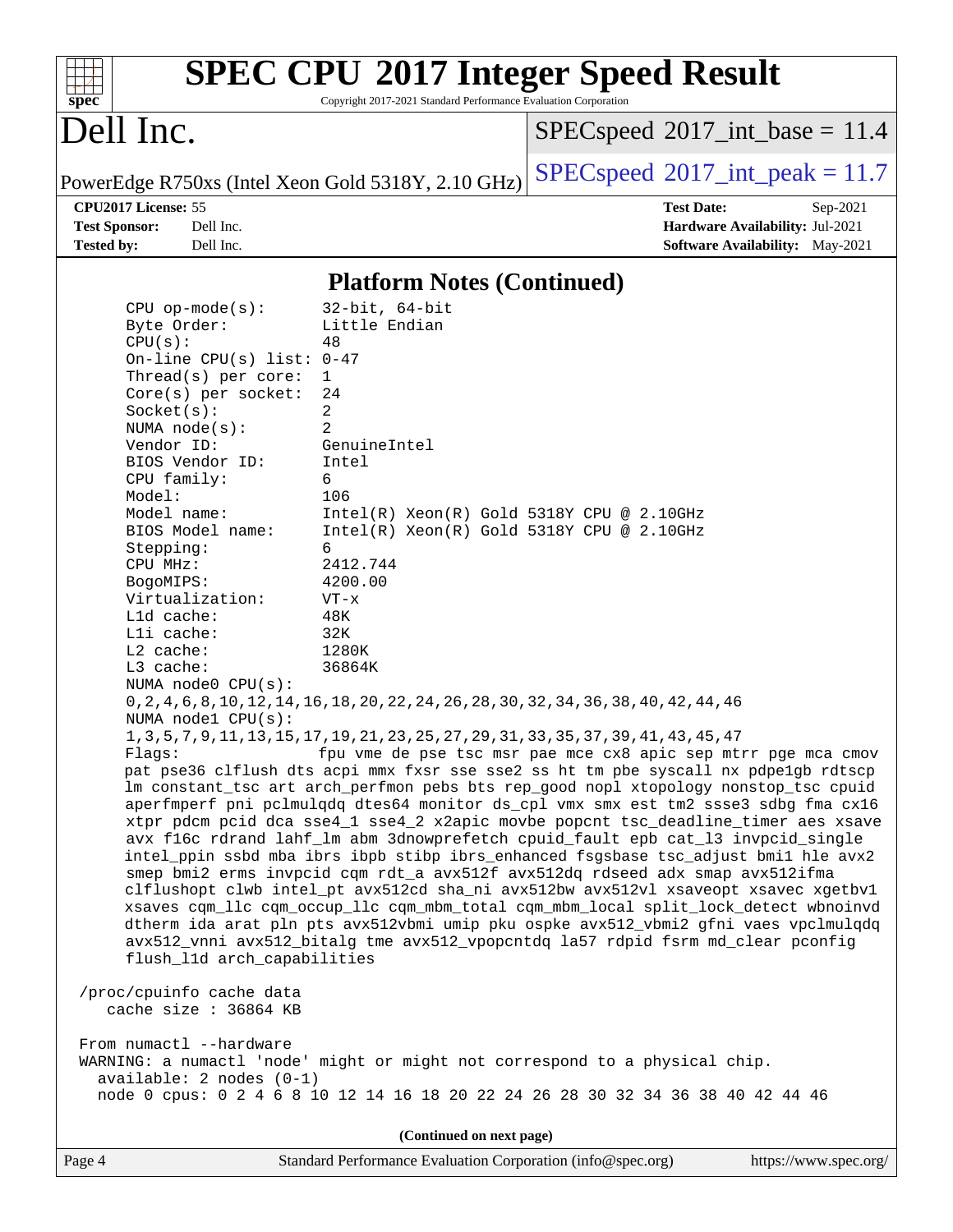## Platform Notes (Continued)

```
CPU op-mode(s):        32-bit, 64-bit
Byte Order:            Little Endian
CPU(s):                48
On-line CPU(s) list: 0-47
Thread(s) per core:  1
Core(s) per socket:  24
Socket(s):             2
NUMA node(s):          2
Vendor ID:             GenuineIntel
BIOS Vendor ID:        Intel
CPU family:            6
Model:                 106
Model name:            Intel(R) Xeon(R) Gold 5318Y CPU @ 2.10GHz
BIOS Model name:       Intel(R) Xeon(R) Gold 5318Y CPU @ 2.10GHz
Stepping:              6
CPU MHz:               2412.744
BogoMIPS:              4200.00
Virtualization:        VT-x
L1d cache:             48K
L1i cache:             32K
L2 cache:              1280K
L3 cache:              36864K
NUMA node0 CPU(s):
0,2,4,6,8,10,12,14,16,18,20,22,24,26,28,30,32,34,36,38,40,42,44,46
NUMA node1 CPU(s):
1,3,5,7,9,11,13,15,17,19,21,23,25,27,29,31,33,35,37,39,41,43,45,47
Flags:                 fpu vme de pse tsc msr pae mce cx8 apic sep mtrr pge mca cmov
pat pse36 clflush dts acpi mmx fxsr sse sse2 ss ht tm pbe syscall nx pdpe1gb rdtscp
lm constant_tsc art arch_perfmon pebs bts rep_good nopl xtopology nonstop_tsc cpuid
aperfmperf pni pclmulqdq dtes64 monitor ds_cpl vmx smx est tm2 ssse3 sdbg fma cx16
xtpr pdcm pcid dca sse4_1 sse4_2 x2apic movbe popcnt tsc_deadline_timer aes xsave
avx f16c rdrand lahf_lm abm 3dnowprefetch cpuid_fault epb cat_l3 invpcid_single
intel_ppin ssbd mba ibrs ibpb stibp ibrs_enhanced fsgsbase tsc_adjust bmi1 hle avx2
smep bmi2 erms invpcid cqm rdt_a avx512f avx512dq rdseed adx smap avx512ifma
clflushopt clwb intel_pt avx512cd sha_ni avx512bw avx512vl xsaveopt xsavec xgetbv1
xsaves cqm_llc cqm_occup_llc cqm_mbm_total cqm_mbm_local split_lock_detect wbnoinvd
dtherm ida arat pln pts avx512vbmi umip pku ospke avx512_vbmi2 gfni vaes vpclmulqdq
avx512_vnni avx512_bitalg tme avx512_vpopcntdq la57 rdpid fsrm md_clear pconfig
flush_l1d arch_capabilities

/proc/cpuinfo cache data
   cache size : 36864 KB

From numactl --hardware
WARNING: a numactl 'node' might or might not correspond to a physical chip.
  available: 2 nodes (0-1)
  node 0 cpus: 0 2 4 6 8 10 12 14 16 18 20 22 24 26 28 30 32 34 36 38 40 42 44 46
```

(Continued on next page)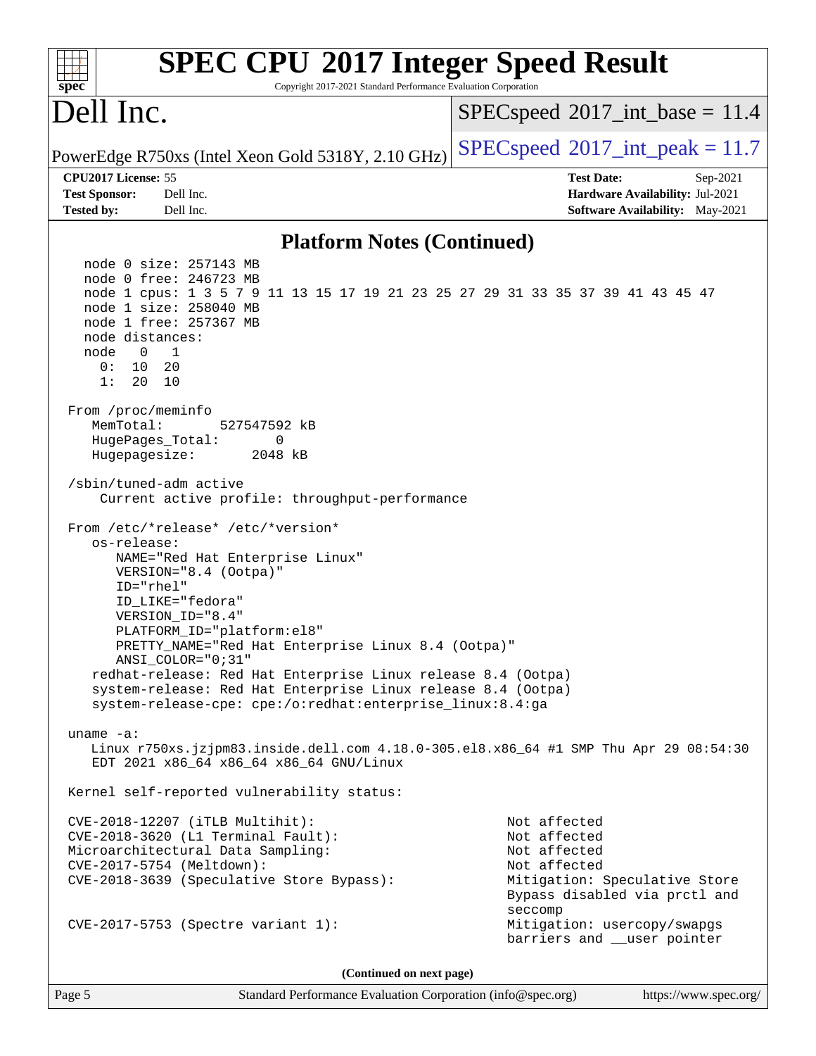## Platform Notes (Continued)

```
   node 0 size: 257143 MB
   node 0 free: 246723 MB
   node 1 cpus: 1 3 5 7 9 11 13 15 17 19 21 23 25 27 29 31 33 35 37 39 41 43 45 47
   node 1 size: 258040 MB
   node 1 free: 257367 MB
   node distances:
   node   0   1
     0:  10  20
     1:  20  10

 From /proc/meminfo
    MemTotal:       527547592 kB
    HugePages_Total:       0
    Hugepagesize:       2048 kB

 /sbin/tuned-adm active
     Current active profile: throughput-performance

 From /etc/*release* /etc/*version*
    os-release:
       NAME="Red Hat Enterprise Linux"
       VERSION="8.4 (Ootpa)"
       ID="rhel"
       ID_LIKE="fedora"
       VERSION_ID="8.4"
       PLATFORM_ID="platform:el8"
       PRETTY_NAME="Red Hat Enterprise Linux 8.4 (Ootpa)"
       ANSI_COLOR="0;31"
    redhat-release: Red Hat Enterprise Linux release 8.4 (Ootpa)
    system-release: Red Hat Enterprise Linux release 8.4 (Ootpa)
    system-release-cpe: cpe:/o:redhat:enterprise_linux:8.4:ga

 uname -a:
    Linux r750xs.jzjpm83.inside.dell.com 4.18.0-305.el8.x86_64 #1 SMP Thu Apr 29 08:54:30
    EDT 2021 x86_64 x86_64 x86_64 GNU/Linux

 Kernel self-reported vulnerability status:

 CVE-2018-12207 (iTLB Multihit):                          Not affected
 CVE-2018-3620 (L1 Terminal Fault):                       Not affected
 Microarchitectural Data Sampling:                        Not affected
 CVE-2017-5754 (Meltdown):                                Not affected
 CVE-2018-3639 (Speculative Store Bypass):                Mitigation: Speculative Store
                                                          Bypass disabled via prctl and
                                                          seccomp
 CVE-2017-5753 (Spectre variant 1):                       Mitigation: usercopy/swapgs
                                                          barriers and __user pointer
```

(Continued on next page)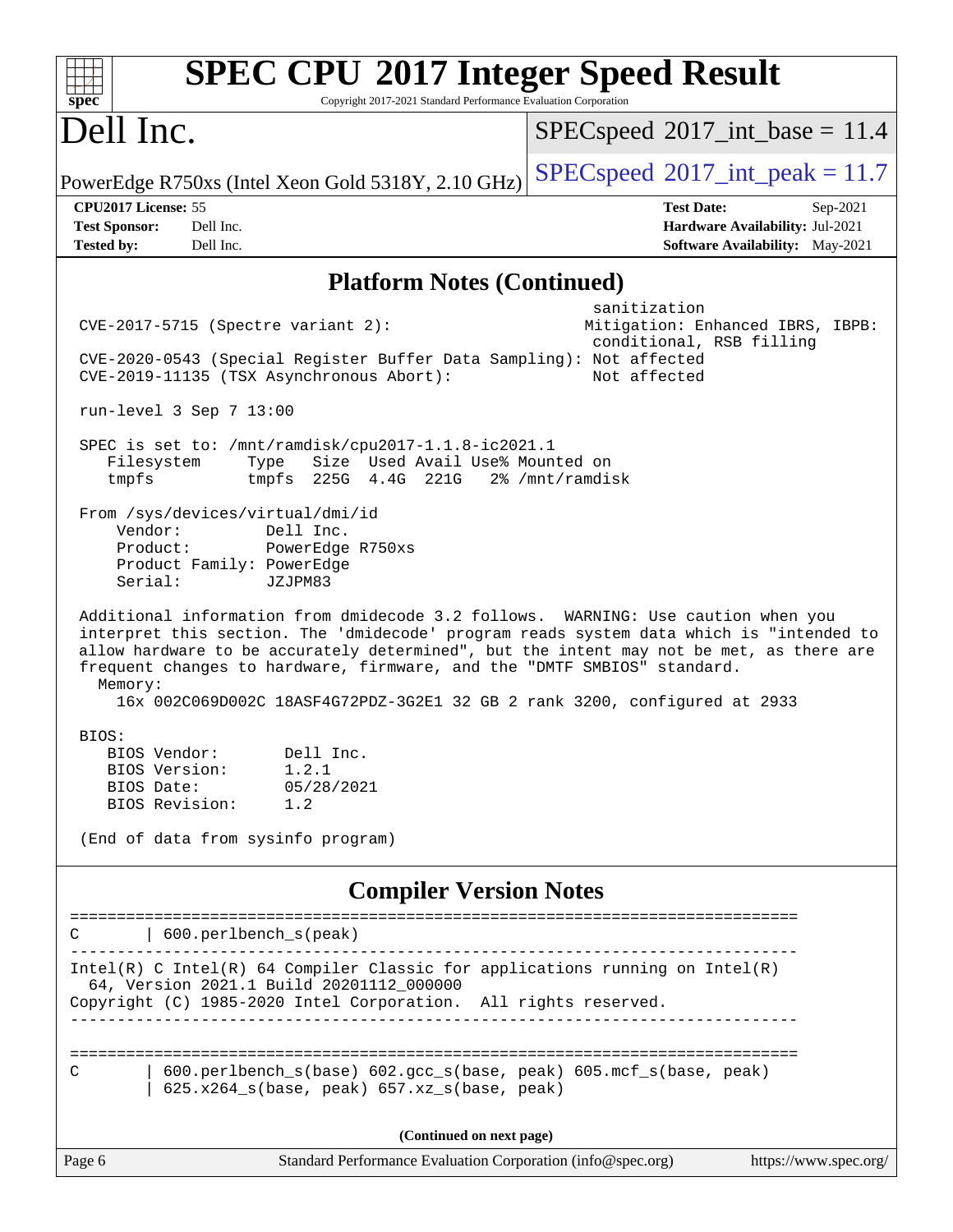# SPEC CPU 2017 Integer Speed Result

Copyright 2017-2021 Standard Performance Evaluation Corporation

## Dell Inc.

PowerEdge R750xs (Intel Xeon Gold 5318Y, 2.10 GHz)

SPECspeed 2017_int_base = 11.4

SPECspeed 2017_int_peak = 11.7

**CPU2017 License:** 55
**Test Sponsor:** Dell Inc.
**Tested by:** Dell Inc.

**Test Date:** Sep-2021
**Hardware Availability:** Jul-2021
**Software Availability:** May-2021

## Platform Notes (Continued)

```
                                                           sanitization
 CVE-2017-5715 (Spectre variant 2):                       Mitigation: Enhanced IBRS, IBPB:
                                                           conditional, RSB filling
 CVE-2020-0543 (Special Register Buffer Data Sampling): Not affected
 CVE-2019-11135 (TSX Asynchronous Abort):                 Not affected

 run-level 3 Sep 7 13:00

 SPEC is set to: /mnt/ramdisk/cpu2017-1.1.8-ic2021.1
    Filesystem     Type   Size  Used Avail Use% Mounted on
    tmpfs          tmpfs  225G  4.4G  221G   2% /mnt/ramdisk

 From /sys/devices/virtual/dmi/id
     Vendor:         Dell Inc.
     Product:        PowerEdge R750xs
     Product Family: PowerEdge
     Serial:         JZJPM83

 Additional information from dmidecode 3.2 follows.  WARNING: Use caution when you
 interpret this section. The 'dmidecode' program reads system data which is "intended to
 allow hardware to be accurately determined", but the intent may not be met, as there are
 frequent changes to hardware, firmware, and the "DMTF SMBIOS" standard.
   Memory:
     16x 002C069D002C 18ASF4G72PDZ-3G2E1 32 GB 2 rank 3200, configured at 2933

 BIOS:
    BIOS Vendor:       Dell Inc.
    BIOS Version:      1.2.1
    BIOS Date:         05/28/2021
    BIOS Revision:     1.2

 (End of data from sysinfo program)
```

## Compiler Version Notes

```
==============================================================================
C       | 600.perlbench_s(peak)
------------------------------------------------------------------------------
Intel(R) C Intel(R) 64 Compiler Classic for applications running on Intel(R)
  64, Version 2021.1 Build 20201112_000000
Copyright (C) 1985-2020 Intel Corporation.  All rights reserved.
------------------------------------------------------------------------------

==============================================================================
C       | 600.perlbench_s(base) 602.gcc_s(base, peak) 605.mcf_s(base, peak)
        | 625.x264_s(base, peak) 657.xz_s(base, peak)
```

(Continued on next page)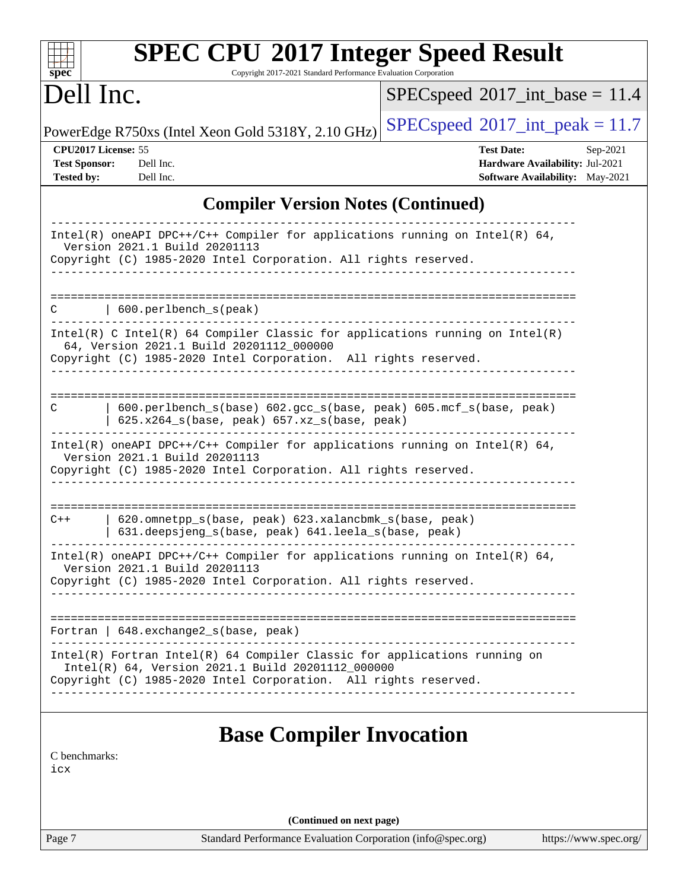## Compiler Version Notes (Continued)

```
------------------------------------------------------------------------------
Intel(R) oneAPI DPC++/C++ Compiler for applications running on Intel(R) 64,
  Version 2021.1 Build 20201113
Copyright (C) 1985-2020 Intel Corporation. All rights reserved.
------------------------------------------------------------------------------

==============================================================================
C       | 600.perlbench_s(peak)
------------------------------------------------------------------------------
Intel(R) C Intel(R) 64 Compiler Classic for applications running on Intel(R)
  64, Version 2021.1 Build 20201112_000000
Copyright (C) 1985-2020 Intel Corporation.  All rights reserved.
------------------------------------------------------------------------------

==============================================================================
C       | 600.perlbench_s(base) 602.gcc_s(base, peak) 605.mcf_s(base, peak)
        | 625.x264_s(base, peak) 657.xz_s(base, peak)
------------------------------------------------------------------------------
Intel(R) oneAPI DPC++/C++ Compiler for applications running on Intel(R) 64,
  Version 2021.1 Build 20201113
Copyright (C) 1985-2020 Intel Corporation. All rights reserved.
------------------------------------------------------------------------------

==============================================================================
C++     | 620.omnetpp_s(base, peak) 623.xalancbmk_s(base, peak)
        | 631.deepsjeng_s(base, peak) 641.leela_s(base, peak)
------------------------------------------------------------------------------
Intel(R) oneAPI DPC++/C++ Compiler for applications running on Intel(R) 64,
  Version 2021.1 Build 20201113
Copyright (C) 1985-2020 Intel Corporation. All rights reserved.
------------------------------------------------------------------------------

==============================================================================
Fortran | 648.exchange2_s(base, peak)
------------------------------------------------------------------------------
Intel(R) Fortran Intel(R) 64 Compiler Classic for applications running on
  Intel(R) 64, Version 2021.1 Build 20201112_000000
Copyright (C) 1985-2020 Intel Corporation.  All rights reserved.
------------------------------------------------------------------------------
```

## Base Compiler Invocation

C benchmarks:
icx

(Continued on next page)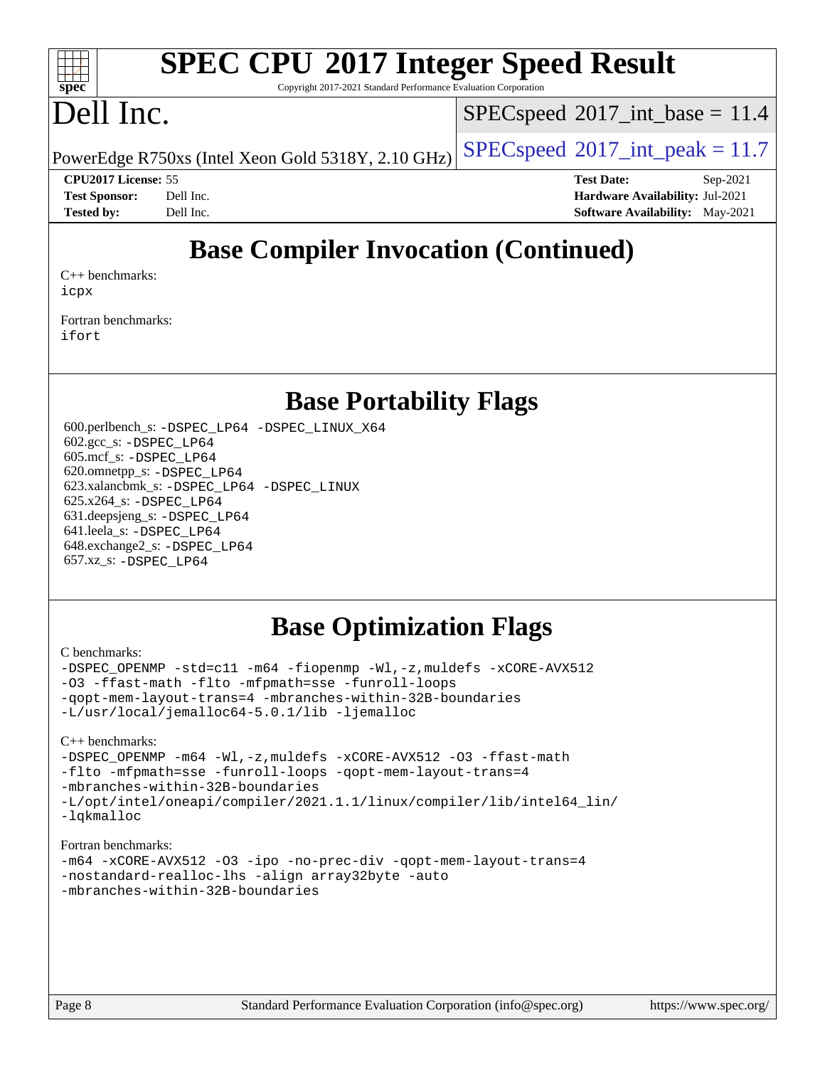# SPEC CPU 2017 Integer Speed Result

Copyright 2017-2021 Standard Performance Evaluation Corporation

# Dell Inc.

PowerEdge R750xs (Intel Xeon Gold 5318Y, 2.10 GHz)

SPECspeed 2017_int_base = 11.4

SPECspeed 2017_int_peak = 11.7

**CPU2017 License:** 55
**Test Sponsor:** Dell Inc.
**Tested by:** Dell Inc.

**Test Date:** Sep-2021
**Hardware Availability:** Jul-2021
**Software Availability:** May-2021

## Base Compiler Invocation (Continued)

C++ benchmarks:
icpx

Fortran benchmarks:
ifort

## Base Portability Flags

600.perlbench_s: -DSPEC_LP64 -DSPEC_LINUX_X64
602.gcc_s: -DSPEC_LP64
605.mcf_s: -DSPEC_LP64
620.omnetpp_s: -DSPEC_LP64
623.xalancbmk_s: -DSPEC_LP64 -DSPEC_LINUX
625.x264_s: -DSPEC_LP64
631.deepsjeng_s: -DSPEC_LP64
641.leela_s: -DSPEC_LP64
648.exchange2_s: -DSPEC_LP64
657.xz_s: -DSPEC_LP64

## Base Optimization Flags

C benchmarks:
-DSPEC_OPENMP -std=c11 -m64 -fiopenmp -Wl,-z,muldefs -xCORE-AVX512
-O3 -ffast-math -flto -mfpmath=sse -funroll-loops
-qopt-mem-layout-trans=4 -mbranches-within-32B-boundaries
-L/usr/local/jemalloc64-5.0.1/lib -ljemalloc

C++ benchmarks:
-DSPEC_OPENMP -m64 -Wl,-z,muldefs -xCORE-AVX512 -O3 -ffast-math
-flto -mfpmath=sse -funroll-loops -qopt-mem-layout-trans=4
-mbranches-within-32B-boundaries
-L/opt/intel/oneapi/compiler/2021.1.1/linux/compiler/lib/intel64_lin/
-lqkmalloc

Fortran benchmarks:
-m64 -xCORE-AVX512 -O3 -ipo -no-prec-div -qopt-mem-layout-trans=4
-nostandard-realloc-lhs -align array32byte -auto
-mbranches-within-32B-boundaries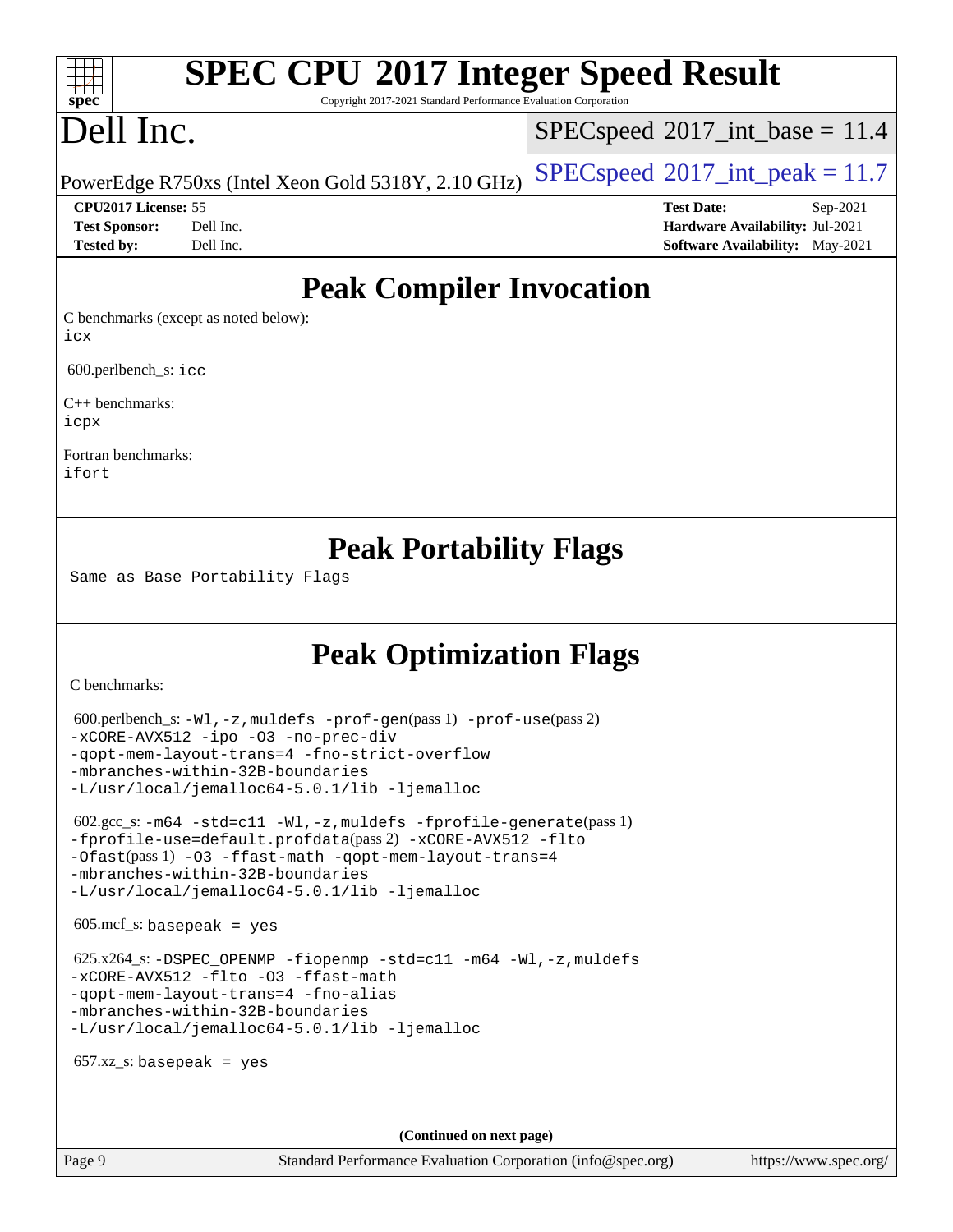# SPEC CPU 2017 Integer Speed Result

Copyright 2017-2021 Standard Performance Evaluation Corporation

# Dell Inc.

PowerEdge R750xs (Intel Xeon Gold 5318Y, 2.10 GHz)

SPECspeed 2017_int_base = 11.4

SPECspeed 2017_int_peak = 11.7

| | | | |
|---|---|---|---|
| **CPU2017 License:** | 55 | **Test Date:** | Sep-2021 |
| **Test Sponsor:** | Dell Inc. | **Hardware Availability:** | Jul-2021 |
| **Tested by:** | Dell Inc. | **Software Availability:** | May-2021 |

## Peak Compiler Invocation

C benchmarks (except as noted below):
icx

600.perlbench_s: icc

C++ benchmarks:
icpx

Fortran benchmarks:
ifort

## Peak Portability Flags

Same as Base Portability Flags

## Peak Optimization Flags

C benchmarks:

600.perlbench_s: -Wl,-z,muldefs -prof-gen(pass 1) -prof-use(pass 2) -xCORE-AVX512 -ipo -O3 -no-prec-div -qopt-mem-layout-trans=4 -fno-strict-overflow -mbranches-within-32B-boundaries -L/usr/local/jemalloc64-5.0.1/lib -ljemalloc

602.gcc_s: -m64 -std=c11 -Wl,-z,muldefs -fprofile-generate(pass 1) -fprofile-use=default.profdata(pass 2) -xCORE-AVX512 -flto -Ofast(pass 1) -O3 -ffast-math -qopt-mem-layout-trans=4 -mbranches-within-32B-boundaries -L/usr/local/jemalloc64-5.0.1/lib -ljemalloc

605.mcf_s: basepeak = yes

625.x264_s: -DSPEC_OPENMP -fiopenmp -std=c11 -m64 -Wl,-z,muldefs -xCORE-AVX512 -flto -O3 -ffast-math -qopt-mem-layout-trans=4 -fno-alias -mbranches-within-32B-boundaries -L/usr/local/jemalloc64-5.0.1/lib -ljemalloc

657.xz_s: basepeak = yes

(Continued on next page)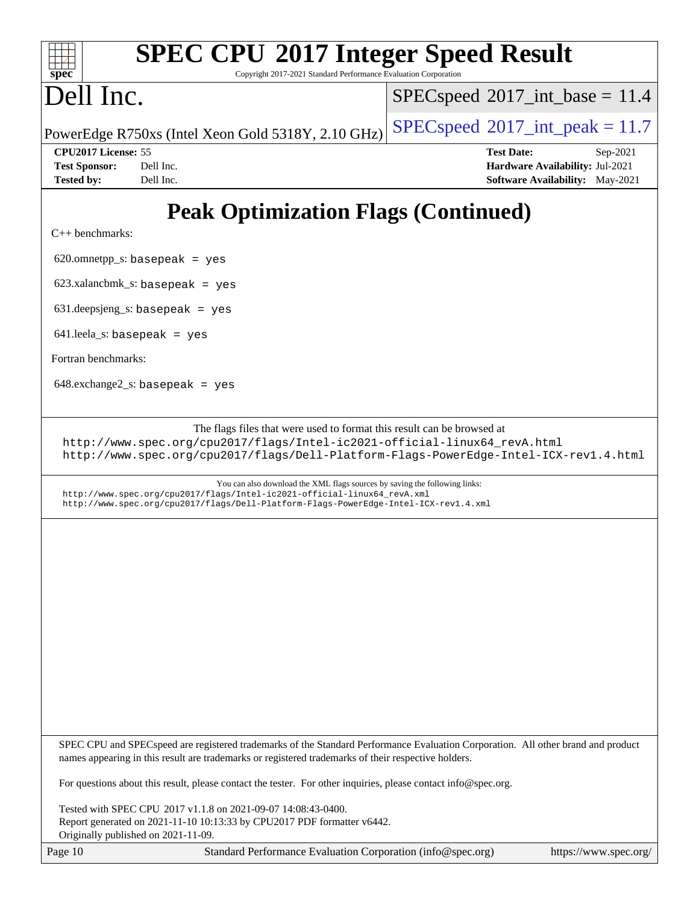# Peak Optimization Flags (Continued)

C++ benchmarks:

620.omnetpp_s: basepeak = yes

623.xalancbmk_s: basepeak = yes

631.deepsjeng_s: basepeak = yes

641.leela_s: basepeak = yes

Fortran benchmarks:

648.exchange2_s: basepeak = yes

The flags files that were used to format this result can be browsed at
http://www.spec.org/cpu2017/flags/Intel-ic2021-official-linux64_revA.html
http://www.spec.org/cpu2017/flags/Dell-Platform-Flags-PowerEdge-Intel-ICX-rev1.4.html

You can also download the XML flags sources by saving the following links:
http://www.spec.org/cpu2017/flags/Intel-ic2021-official-linux64_revA.xml
http://www.spec.org/cpu2017/flags/Dell-Platform-Flags-PowerEdge-Intel-ICX-rev1.4.xml

SPEC CPU and SPECspeed are registered trademarks of the Standard Performance Evaluation Corporation. All other brand and product names appearing in this result are trademarks or registered trademarks of their respective holders.

For questions about this result, please contact the tester. For other inquiries, please contact info@spec.org.

Tested with SPEC CPU 2017 v1.1.8 on 2021-09-07 14:08:43-0400.
Report generated on 2021-11-10 10:13:33 by CPU2017 PDF formatter v6442.
Originally published on 2021-11-09.